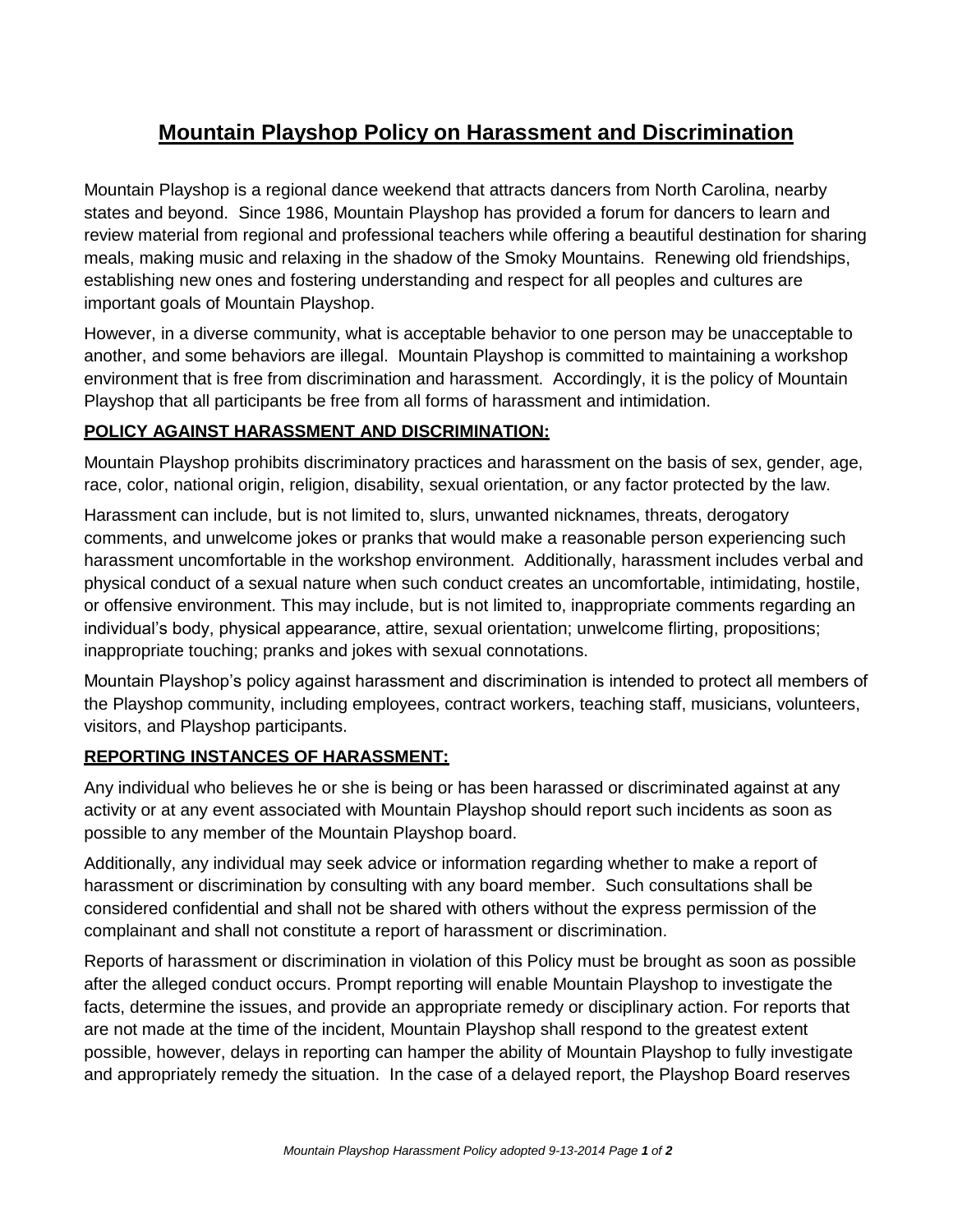# Mountain Playshop Policy on Harassment and Discrimination

Mountain Playshop is a regional dance weekend that attracts dancers from North Carolina, nearby states and beyond. Since 1986, Mountain Playshop has provided a forum for dancers to learn and review material from regional and professional teachers while offering a beautiful destination for sharing meals, making music and relaxing in the shadow of the Smoky Mountains. Renewing old friendships, establishing new ones and fostering understanding and respect for all peoples and cultures are important goals of Mountain Playshop.

However, in a diverse community, what is acceptable behavior to one person may be unacceptable to another, and some behaviors are illegal. Mountain Playshop is committed to maintaining a workshop environment that is free from discrimination and harassment. Accordingly, it is the policy of Mountain Playshop that all participants be free from all forms of harassment and intimidation.

## POLICY AGAINST HARASSMENT AND DISCRIMINATION:

Mountain Playshop prohibits discriminatory practices and harassment on the basis of sex, gender, age, race, color, national origin, religion, disability, sexual orientation, or any factor protected by the law.

Harassment can include, but is not limited to, slurs, unwanted nicknames, threats, derogatory comments, and unwelcome jokes or pranks that would make a reasonable person experiencing such harassment uncomfortable in the workshop environment. Additionally, harassment includes verbal and physical conduct of a sexual nature when such conduct creates an uncomfortable, intimidating, hostile, or offensive environment. This may include, but is not limited to, inappropriate comments regarding an individual's body, physical appearance, attire, sexual orientation; unwelcome flirting, propositions; inappropriate touching; pranks and jokes with sexual connotations.

Mountain Playshop's policy against harassment and discrimination is intended to protect all members of the Playshop community, including employees, contract workers, teaching staff, musicians, volunteers, visitors, and Playshop participants.

## REPORTING INSTANCES OF HARASSMENT:

Any individual who believes he or she is being or has been harassed or discriminated against at any activity or at any event associated with Mountain Playshop should report such incidents as soon as possible to any member of the Mountain Playshop board.

Additionally, any individual may seek advice or information regarding whether to make a report of harassment or discrimination by consulting with any board member. Such consultations shall be considered confidential and shall not be shared with others without the express permission of the complainant and shall not constitute a report of harassment or discrimination.

Reports of harassment or discrimination in violation of this Policy must be brought as soon as possible after the alleged conduct occurs. Prompt reporting will enable Mountain Playshop to investigate the facts, determine the issues, and provide an appropriate remedy or disciplinary action. For reports that are not made at the time of the incident, Mountain Playshop shall respond to the greatest extent possible, however, delays in reporting can hamper the ability of Mountain Playshop to fully investigate and appropriately remedy the situation. In the case of a delayed report, the Playshop Board reserves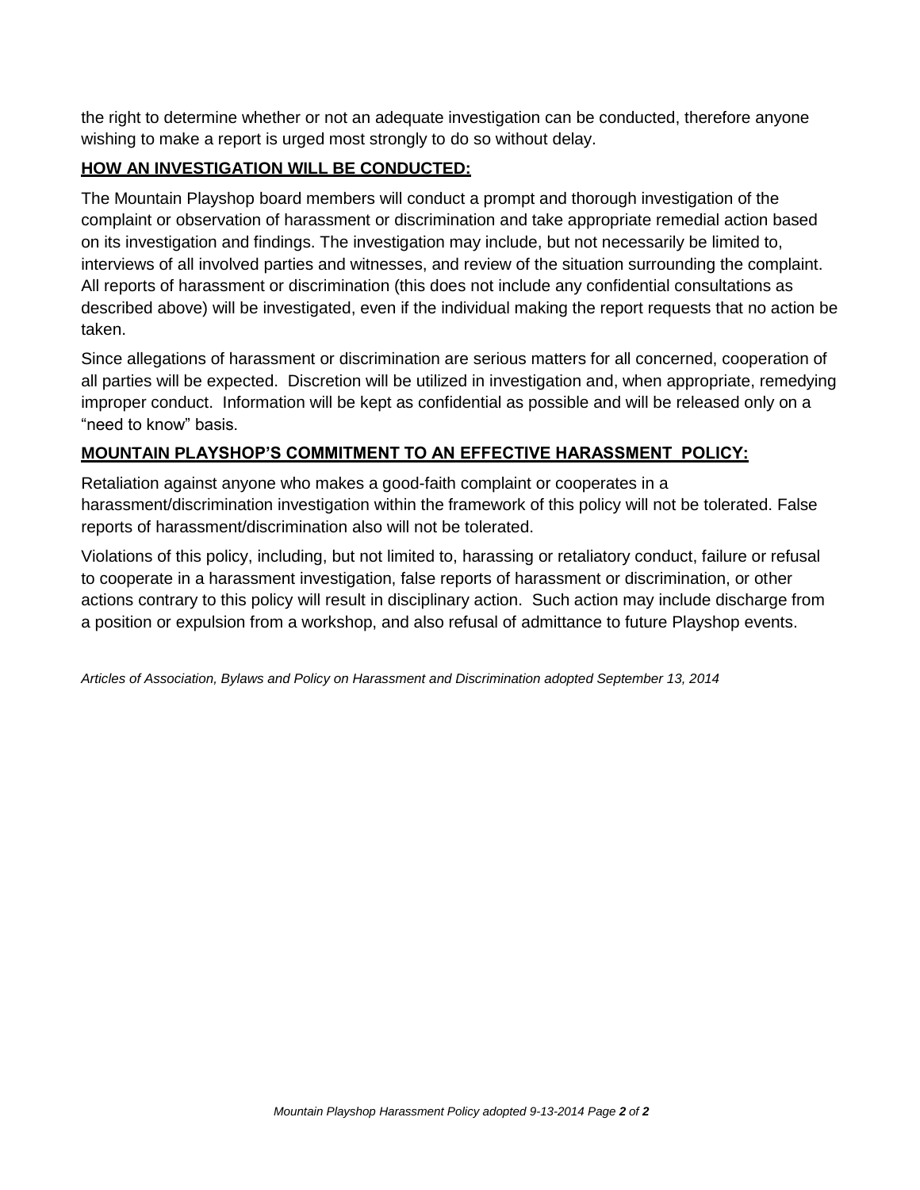the right to determine whether or not an adequate investigation can be conducted, therefore anyone wishing to make a report is urged most strongly to do so without delay.

## HOW AN INVESTIGATION WILL BE CONDUCTED:

The Mountain Playshop board members will conduct a prompt and thorough investigation of the complaint or observation of harassment or discrimination and take appropriate remedial action based on its investigation and findings. The investigation may include, but not necessarily be limited to, interviews of all involved parties and witnesses, and review of the situation surrounding the complaint. All reports of harassment or discrimination (this does not include any confidential consultations as described above) will be investigated, even if the individual making the report requests that no action be taken.

Since allegations of harassment or discrimination are serious matters for all concerned, cooperation of all parties will be expected. Discretion will be utilized in investigation and, when appropriate, remedying improper conduct. Information will be kept as confidential as possible and will be released only on a "need to know" basis.

## MOUNTAIN PLAYSHOP'S COMMITMENT TO AN EFFECTIVE HARASSMENT POLICY:

Retaliation against anyone who makes a good-faith complaint or cooperates in a harassment/discrimination investigation within the framework of this policy will not be tolerated. False reports of harassment/discrimination also will not be tolerated.

Violations of this policy, including, but not limited to, harassing or retaliatory conduct, failure or refusal to cooperate in a harassment investigation, false reports of harassment or discrimination, or other actions contrary to this policy will result in disciplinary action. Such action may include discharge from a position or expulsion from a workshop, and also refusal of admittance to future Playshop events.

*Articles of Association, Bylaws and Policy on Harassment and Discrimination adopted September 13, 2014*